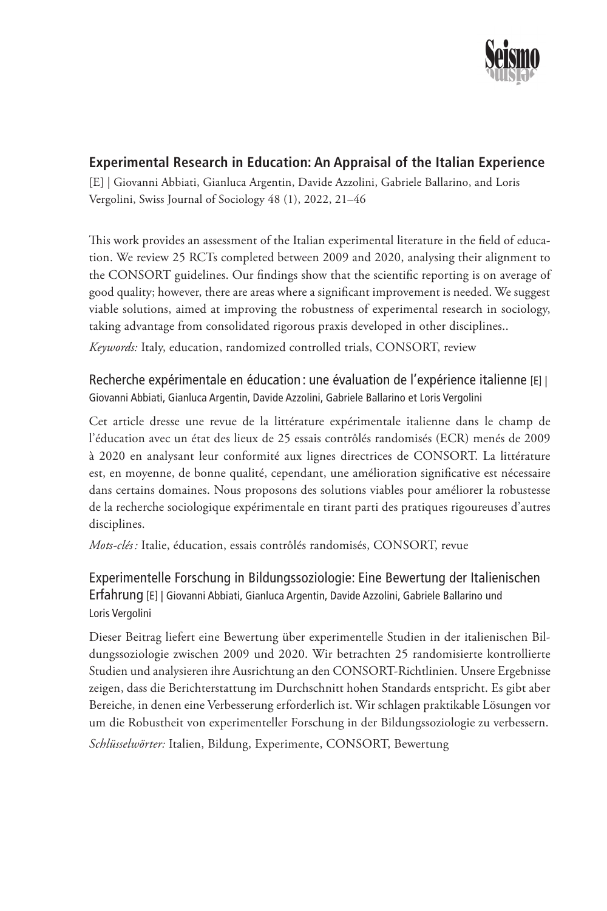## Experimental Research in Education: An Appraisal of the Italian Experience

[E] | Giovanni Abbiati, Gianluca Argentin, Davide Azzolini, Gabriele Ballarino, and Loris Vergolini, Swiss Journal of Sociology 48 (1), 2022, 21–46

This work provides an assessment of the Italian experimental literature in the field of education. We review 25 RCTs completed between 2009 and 2020, analysing their alignment to the CONSORT guidelines. Our findings show that the scientific reporting is on average of good quality; however, there are areas where a significant improvement is needed. We suggest viable solutions, aimed at improving the robustness of experimental research in sociology, taking advantage from consolidated rigorous praxis developed in other disciplines..

*Keywords:* Italy, education, randomized controlled trials, CONSORT, review

## Recherche expérimentale en éducation : une évaluation de l'expérience italienne [E] | Giovanni Abbiati, Gianluca Argentin, Davide Azzolini, Gabriele Ballarino et Loris Vergolini

Cet article dresse une revue de la littérature expérimentale italienne dans le champ de l'éducation avec un état des lieux de 25 essais contrôlés randomisés (ECR) menés de 2009 à 2020 en analysant leur conformité aux lignes directrices de CONSORT. La littérature est, en moyenne, de bonne qualité, cependant, une amélioration significative est nécessaire dans certains domaines. Nous proposons des solutions viables pour améliorer la robustesse de la recherche sociologique expérimentale en tirant parti des pratiques rigoureuses d'autres disciplines.

*Mots-clés :* Italie, éducation, essais contrôlés randomisés, CONSORT, revue

## Experimentelle Forschung in Bildungssoziologie: Eine Bewertung der Italienischen Erfahrung [E] | Giovanni Abbiati, Gianluca Argentin, Davide Azzolini, Gabriele Ballarino und Loris Vergolini

Dieser Beitrag liefert eine Bewertung über experimentelle Studien in der italienischen Bildungssoziologie zwischen 2009 und 2020. Wir betrachten 25 randomisierte kontrollierte Studien und analysieren ihre Ausrichtung an den CONSORT-Richtlinien. Unsere Ergebnisse zeigen, dass die Berichterstattung im Durchschnitt hohen Standards entspricht. Es gibt aber Bereiche, in denen eine Verbesserung erforderlich ist. Wir schlagen praktikable Lösungen vor um die Robustheit von experimenteller Forschung in der Bildungssoziologie zu verbessern.

*Schlüsselwörter:* Italien, Bildung, Experimente, CONSORT, Bewertung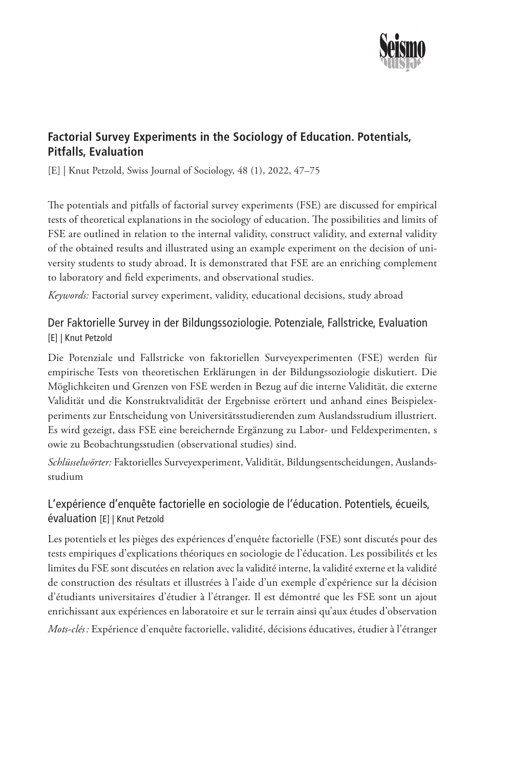## Factorial Survey Experiments in the Sociology of Education. Potentials, Pitfalls, Evaluation

[E] | Knut Petzold, Swiss Journal of Sociology, 48 (1), 2022, 47–75

The potentials and pitfalls of factorial survey experiments (FSE) are discussed for empirical tests of theoretical explanations in the sociology of education. The possibilities and limits of FSE are outlined in relation to the internal validity, construct validity, and external validity of the obtained results and illustrated using an example experiment on the decision of university students to study abroad. It is demonstrated that FSE are an enriching complement to laboratory and field experiments, and observational studies.

*Keywords:* Factorial survey experiment, validity, educational decisions, study abroad

## Der Faktorielle Survey in der Bildungssoziologie. Potenziale, Fallstricke, Evaluation

[E] | Knut Petzold

Die Potenziale und Fallstricke von faktoriellen Surveyexperimenten (FSE) werden für empirische Tests von theoretischen Erklärungen in der Bildungssoziologie diskutiert. Die Möglichkeiten und Grenzen von FSE werden in Bezug auf die interne Validität, die externe Validität und die Konstruktvalidität der Ergebnisse erörtert und anhand eines Beispielexperiments zur Entscheidung von Universitätsstudierenden zum Auslandsstudium illustriert. Es wird gezeigt, dass FSE eine bereichernde Ergänzung zu Labor- und Feldexperimenten, s owie zu Beobachtungsstudien (observational studies) sind.

*Schlüsselwörter:* Faktorielles Surveyexperiment, Validität, Bildungsentscheidungen, Auslandsstudium

## L'expérience d'enquête factorielle en sociologie de l'éducation. Potentiels, écueils, évaluation

[E] | Knut Petzold

Les potentiels et les pièges des expériences d'enquête factorielle (FSE) sont discutés pour des tests empiriques d'explications théoriques en sociologie de l'éducation. Les possibilités et les limites du FSE sont discutées en relation avec la validité interne, la validité externe et la validité de construction des résultats et illustrées à l'aide d'un exemple d'expérience sur la décision d'étudiants universitaires d'étudier à l'étranger. Il est démontré que les FSE sont un ajout enrichissant aux expériences en laboratoire et sur le terrain ainsi qu'aux études d'observation

*Mots-clés :* Expérience d'enquête factorielle, validité, décisions éducatives, étudier à l'étranger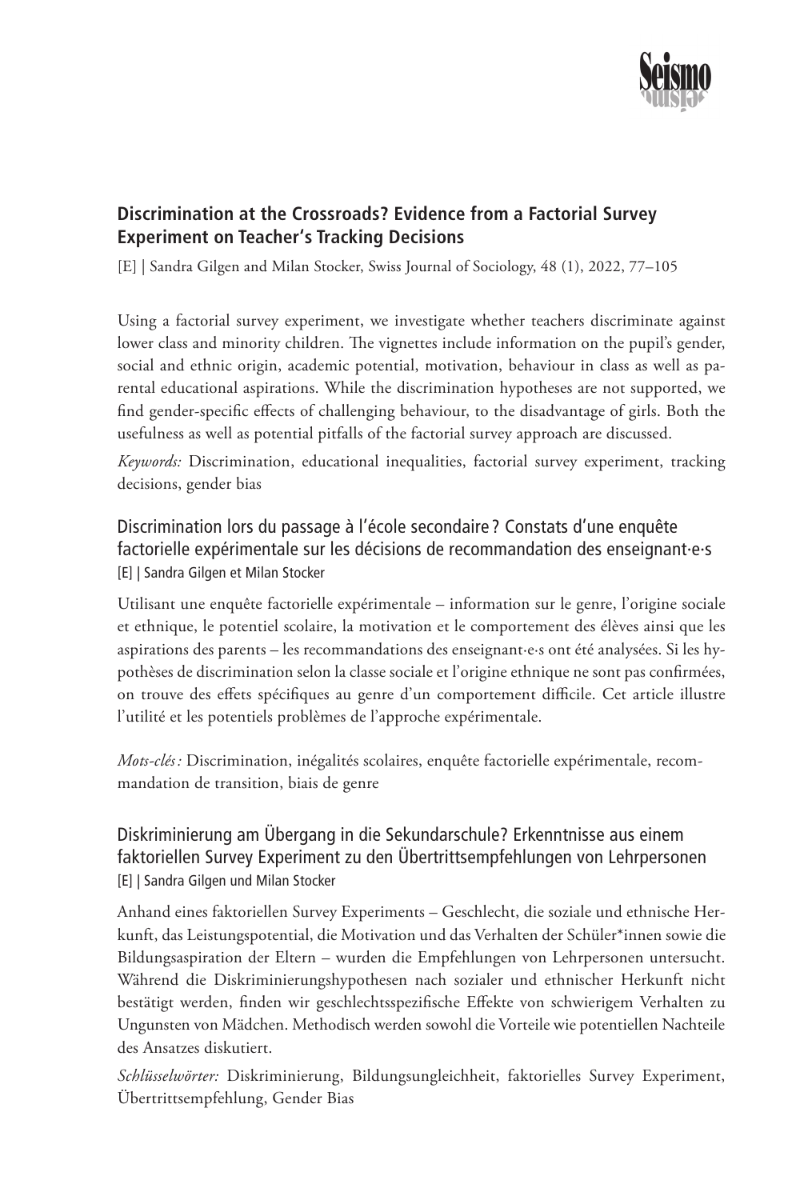## Discrimination at the Crossroads? Evidence from a Factorial Survey Experiment on Teacher's Tracking Decisions

[E] | Sandra Gilgen and Milan Stocker, Swiss Journal of Sociology, 48 (1), 2022, 77–105

Using a factorial survey experiment, we investigate whether teachers discriminate against lower class and minority children. The vignettes include information on the pupil's gender, social and ethnic origin, academic potential, motivation, behaviour in class as well as parental educational aspirations. While the discrimination hypotheses are not supported, we find gender-specific effects of challenging behaviour, to the disadvantage of girls. Both the usefulness as well as potential pitfalls of the factorial survey approach are discussed.

*Keywords:* Discrimination, educational inequalities, factorial survey experiment, tracking decisions, gender bias

### Discrimination lors du passage à l'école secondaire ? Constats d'une enquête factorielle expérimentale sur les décisions de recommandation des enseignant·e·s

[E] | Sandra Gilgen et Milan Stocker

Utilisant une enquête factorielle expérimentale – information sur le genre, l'origine sociale et ethnique, le potentiel scolaire, la motivation et le comportement des élèves ainsi que les aspirations des parents – les recommandations des enseignant·e·s ont été analysées. Si les hypothèses de discrimination selon la classe sociale et l'origine ethnique ne sont pas confirmées, on trouve des effets spécifiques au genre d'un comportement difficile. Cet article illustre l'utilité et les potentiels problèmes de l'approche expérimentale.

*Mots-clés :* Discrimination, inégalités scolaires, enquête factorielle expérimentale, recommandation de transition, biais de genre

### Diskriminierung am Übergang in die Sekundarschule? Erkenntnisse aus einem faktoriellen Survey Experiment zu den Übertrittsempfehlungen von Lehrpersonen

[E] | Sandra Gilgen und Milan Stocker

Anhand eines faktoriellen Survey Experiments – Geschlecht, die soziale und ethnische Herkunft, das Leistungspotential, die Motivation und das Verhalten der Schüler*innen sowie die Bildungsaspiration der Eltern – wurden die Empfehlungen von Lehrpersonen untersucht. Während die Diskriminierungshypothesen nach sozialer und ethnischer Herkunft nicht bestätigt werden, finden wir geschlechtsspezifische Effekte von schwierigem Verhalten zu Ungunsten von Mädchen. Methodisch werden sowohl die Vorteile wie potentiellen Nachteile des Ansatzes diskutiert.

*Schlüsselwörter:* Diskriminierung, Bildungsungleichheit, faktorielles Survey Experiment, Übertrittsempfehlung, Gender Bias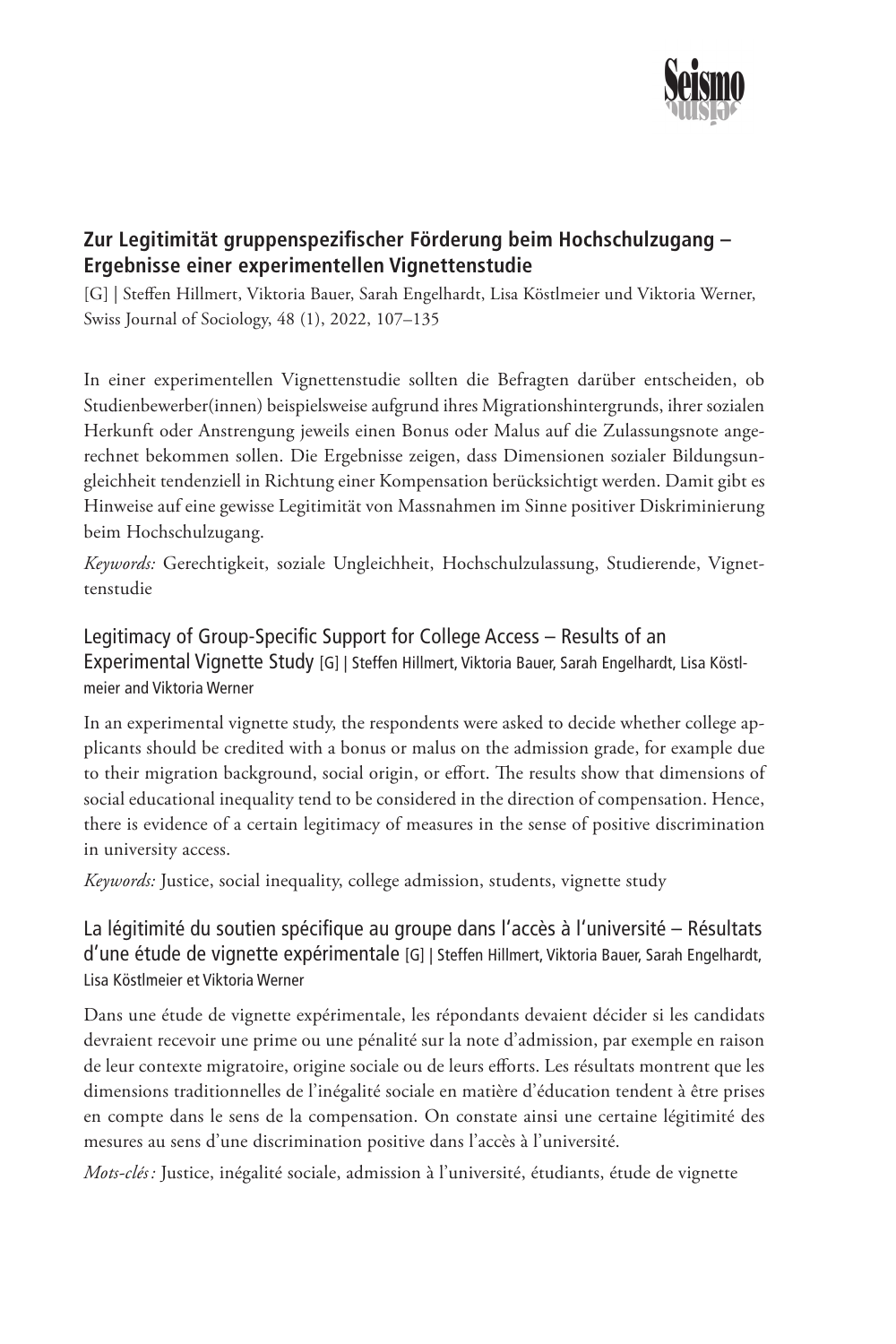## Zur Legitimität gruppenspezifischer Förderung beim Hochschulzugang – Ergebnisse einer experimentellen Vignettenstudie

[G] | Steffen Hillmert, Viktoria Bauer, Sarah Engelhardt, Lisa Köstlmeier und Viktoria Werner, Swiss Journal of Sociology, 48 (1), 2022, 107–135

In einer experimentellen Vignettenstudie sollten die Befragten darüber entscheiden, ob Studienbewerber(innen) beispielsweise aufgrund ihres Migrationshintergrunds, ihrer sozialen Herkunft oder Anstrengung jeweils einen Bonus oder Malus auf die Zulassungsnote angerechnet bekommen sollen. Die Ergebnisse zeigen, dass Dimensionen sozialer Bildungsungleichheit tendenziell in Richtung einer Kompensation berücksichtigt werden. Damit gibt es Hinweise auf eine gewisse Legitimität von Massnahmen im Sinne positiver Diskriminierung beim Hochschulzugang.

*Keywords:* Gerechtigkeit, soziale Ungleichheit, Hochschulzulassung, Studierende, Vignettenstudie

### Legitimacy of Group-Specific Support for College Access – Results of an Experimental Vignette Study [G] | Steffen Hillmert, Viktoria Bauer, Sarah Engelhardt, Lisa Köstlmeier and Viktoria Werner

In an experimental vignette study, the respondents were asked to decide whether college applicants should be credited with a bonus or malus on the admission grade, for example due to their migration background, social origin, or effort. The results show that dimensions of social educational inequality tend to be considered in the direction of compensation. Hence, there is evidence of a certain legitimacy of measures in the sense of positive discrimination in university access.

*Keywords:* Justice, social inequality, college admission, students, vignette study

### La légitimité du soutien spécifique au groupe dans l'accès à l'université – Résultats d'une étude de vignette expérimentale [G] | Steffen Hillmert, Viktoria Bauer, Sarah Engelhardt, Lisa Köstlmeier et Viktoria Werner

Dans une étude de vignette expérimentale, les répondants devaient décider si les candidats devraient recevoir une prime ou une pénalité sur la note d'admission, par exemple en raison de leur contexte migratoire, origine sociale ou de leurs efforts. Les résultats montrent que les dimensions traditionnelles de l'inégalité sociale en matière d'éducation tendent à être prises en compte dans le sens de la compensation. On constate ainsi une certaine légitimité des mesures au sens d'une discrimination positive dans l'accès à l'université.

*Mots-clés :* Justice, inégalité sociale, admission à l'université, étudiants, étude de vignette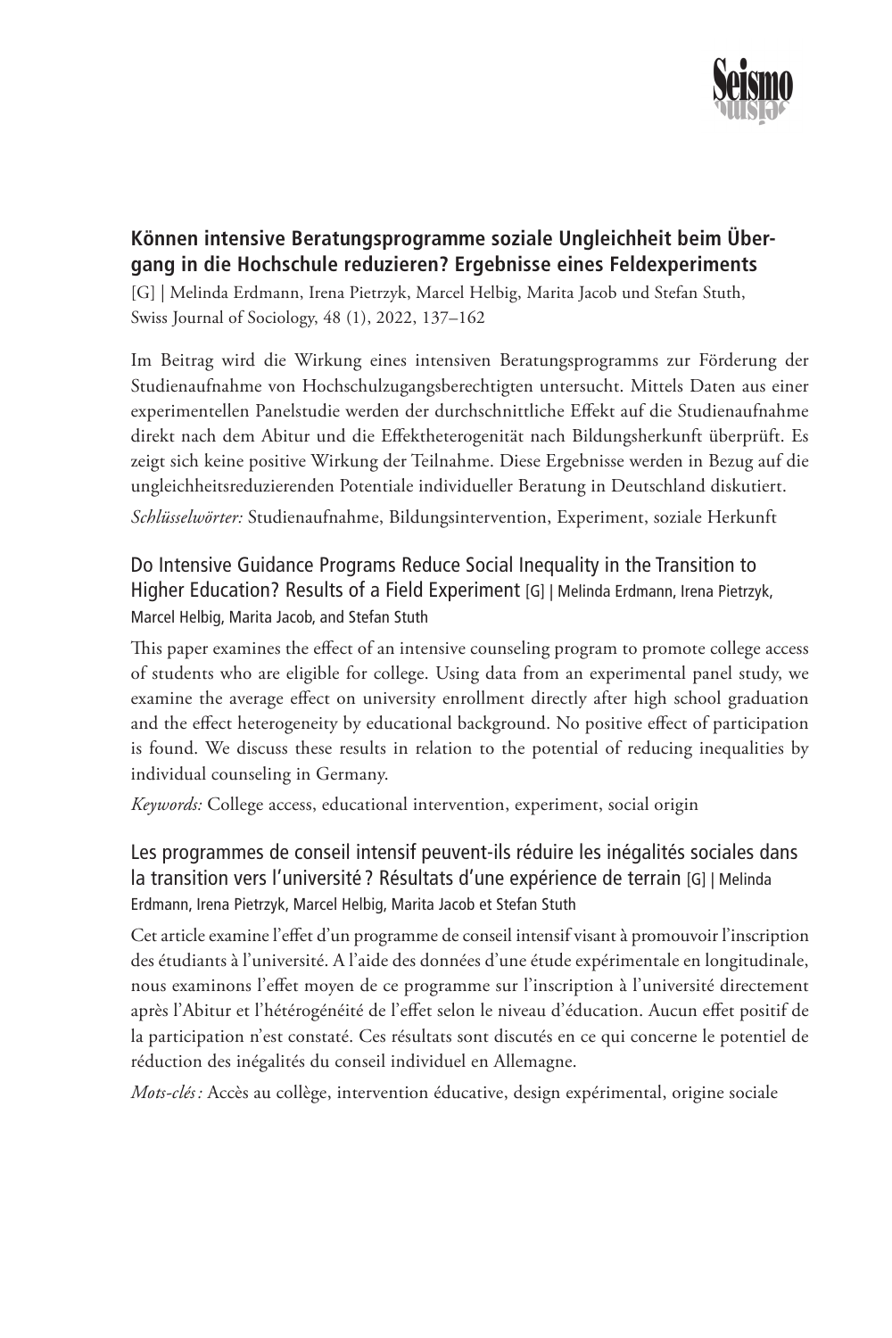### Können intensive Beratungsprogramme soziale Ungleichheit beim Übergang in die Hochschule reduzieren? Ergebnisse eines Feldexperiments

[G] | Melinda Erdmann, Irena Pietrzyk, Marcel Helbig, Marita Jacob und Stefan Stuth, Swiss Journal of Sociology, 48 (1), 2022, 137–162

Im Beitrag wird die Wirkung eines intensiven Beratungsprogramms zur Förderung der Studienaufnahme von Hochschulzugangsberechtigten untersucht. Mittels Daten aus einer experimentellen Panelstudie werden der durchschnittliche Effekt auf die Studienaufnahme direkt nach dem Abitur und die Effektheterogenität nach Bildungsherkunft überprüft. Es zeigt sich keine positive Wirkung der Teilnahme. Diese Ergebnisse werden in Bezug auf die ungleichheitsreduzierenden Potentiale individueller Beratung in Deutschland diskutiert.

*Schlüsselwörter:* Studienaufnahme, Bildungsintervention, Experiment, soziale Herkunft

### Do Intensive Guidance Programs Reduce Social Inequality in the Transition to Higher Education? Results of a Field Experiment

[G] | Melinda Erdmann, Irena Pietrzyk, Marcel Helbig, Marita Jacob, and Stefan Stuth

This paper examines the effect of an intensive counseling program to promote college access of students who are eligible for college. Using data from an experimental panel study, we examine the average effect on university enrollment directly after high school graduation and the effect heterogeneity by educational background. No positive effect of participation is found. We discuss these results in relation to the potential of reducing inequalities by individual counseling in Germany.

*Keywords:* College access, educational intervention, experiment, social origin

### Les programmes de conseil intensif peuvent-ils réduire les inégalités sociales dans la transition vers l'université ? Résultats d'une expérience de terrain

[G] | Melinda Erdmann, Irena Pietrzyk, Marcel Helbig, Marita Jacob et Stefan Stuth

Cet article examine l'effet d'un programme de conseil intensif visant à promouvoir l'inscription des étudiants à l'université. A l'aide des données d'une étude expérimentale en longitudinale, nous examinons l'effet moyen de ce programme sur l'inscription à l'université directement après l'Abitur et l'hétérogénéité de l'effet selon le niveau d'éducation. Aucun effet positif de la participation n'est constaté. Ces résultats sont discutés en ce qui concerne le potentiel de réduction des inégalités du conseil individuel en Allemagne.

*Mots-clés :* Accès au collège, intervention éducative, design expérimental, origine sociale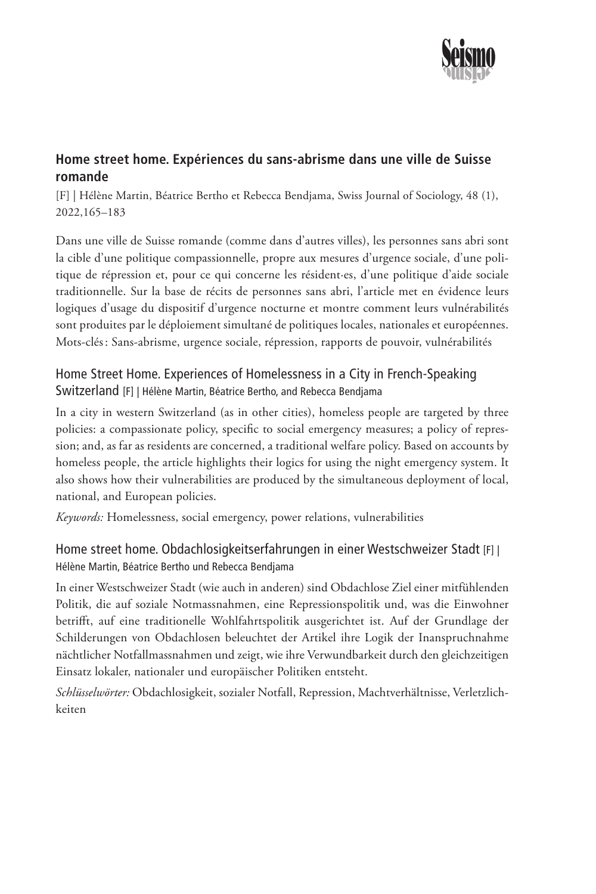## Home street home. Expériences du sans-abrisme dans une ville de Suisse romande

[F] | Hélène Martin, Béatrice Bertho et Rebecca Bendjama, Swiss Journal of Sociology, 48 (1), 2022,165–183

Dans une ville de Suisse romande (comme dans d'autres villes), les personnes sans abri sont la cible d'une politique compassionnelle, propre aux mesures d'urgence sociale, d'une politique de répression et, pour ce qui concerne les résident·es, d'une politique d'aide sociale traditionnelle. Sur la base de récits de personnes sans abri, l'article met en évidence leurs logiques d'usage du dispositif d'urgence nocturne et montre comment leurs vulnérabilités sont produites par le déploiement simultané de politiques locales, nationales et européennes. Mots-clés : Sans-abrisme, urgence sociale, répression, rapports de pouvoir, vulnérabilités

### Home Street Home. Experiences of Homelessness in a City in French-Speaking Switzerland [F] | Hélène Martin, Béatrice Bertho, and Rebecca Bendjama

In a city in western Switzerland (as in other cities), homeless people are targeted by three policies: a compassionate policy, specific to social emergency measures; a policy of repression; and, as far as residents are concerned, a traditional welfare policy. Based on accounts by homeless people, the article highlights their logics for using the night emergency system. It also shows how their vulnerabilities are produced by the simultaneous deployment of local, national, and European policies.

*Keywords:* Homelessness, social emergency, power relations, vulnerabilities

### Home street home. Obdachlosigkeitserfahrungen in einer Westschweizer Stadt [F] | Hélène Martin, Béatrice Bertho und Rebecca Bendjama

In einer Westschweizer Stadt (wie auch in anderen) sind Obdachlose Ziel einer mitfühlenden Politik, die auf soziale Notmassnahmen, eine Repressionspolitik und, was die Einwohner betrifft, auf eine traditionelle Wohlfahrtspolitik ausgerichtet ist. Auf der Grundlage der Schilderungen von Obdachlosen beleuchtet der Artikel ihre Logik der Inanspruchnahme nächtlicher Notfallmassnahmen und zeigt, wie ihre Verwundbarkeit durch den gleichzeitigen Einsatz lokaler, nationaler und europäischer Politiken entsteht.

*Schlüsselwörter:* Obdachlosigkeit, sozialer Notfall, Repression, Machtverhältnisse, Verletzlichkeiten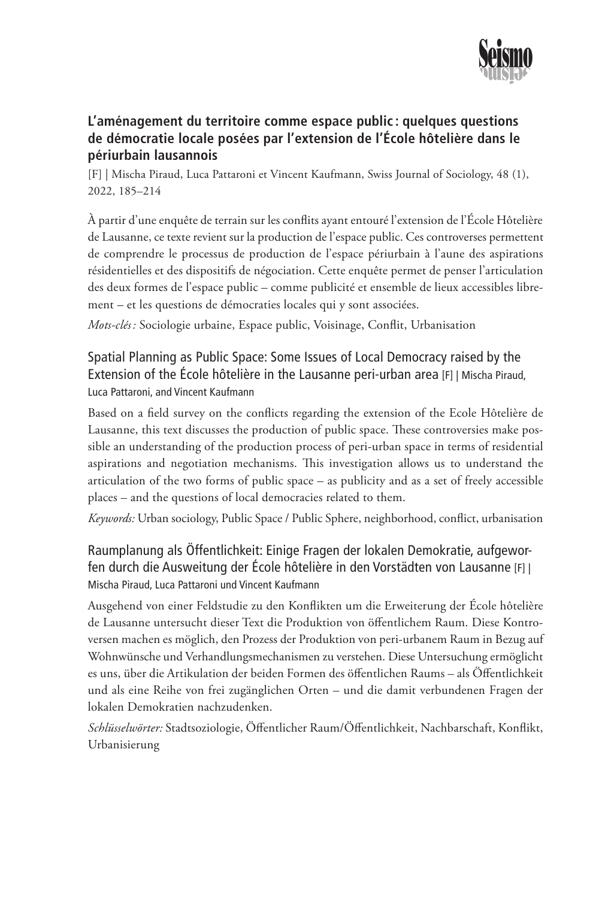## L'aménagement du territoire comme espace public : quelques questions de démocratie locale posées par l'extension de l'École hôtelière dans le périurbain lausannois

[F] | Mischa Piraud, Luca Pattaroni et Vincent Kaufmann, Swiss Journal of Sociology, 48 (1), 2022, 185–214

À partir d'une enquête de terrain sur les conflits ayant entouré l'extension de l'École Hôtelière de Lausanne, ce texte revient sur la production de l'espace public. Ces controverses permettent de comprendre le processus de production de l'espace périurbain à l'aune des aspirations résidentielles et des dispositifs de négociation. Cette enquête permet de penser l'articulation des deux formes de l'espace public – comme publicité et ensemble de lieux accessibles librement – et les questions de démocraties locales qui y sont associées.

*Mots-clés :* Sociologie urbaine, Espace public, Voisinage, Conflit, Urbanisation

### Spatial Planning as Public Space: Some Issues of Local Democracy raised by the Extension of the École hôtelière in the Lausanne peri-urban area [F] | Mischa Piraud, Luca Pattaroni, and Vincent Kaufmann

Based on a field survey on the conflicts regarding the extension of the Ecole Hôtelière de Lausanne, this text discusses the production of public space. These controversies make possible an understanding of the production process of peri-urban space in terms of residential aspirations and negotiation mechanisms. This investigation allows us to understand the articulation of the two forms of public space – as publicity and as a set of freely accessible places – and the questions of local democracies related to them.

*Keywords:* Urban sociology, Public Space / Public Sphere, neighborhood, conflict, urbanisation

### Raumplanung als Öffentlichkeit: Einige Fragen der lokalen Demokratie, aufgeworfen durch die Ausweitung der École hôtelière in den Vorstädten von Lausanne [F] | Mischa Piraud, Luca Pattaroni und Vincent Kaufmann

Ausgehend von einer Feldstudie zu den Konflikten um die Erweiterung der École hôtelière de Lausanne untersucht dieser Text die Produktion von öffentlichem Raum. Diese Kontroversen machen es möglich, den Prozess der Produktion von peri-urbanem Raum in Bezug auf Wohnwünsche und Verhandlungsmechanismen zu verstehen. Diese Untersuchung ermöglicht es uns, über die Artikulation der beiden Formen des öffentlichen Raums – als Öffentlichkeit und als eine Reihe von frei zugänglichen Orten – und die damit verbundenen Fragen der lokalen Demokratien nachzudenken.

*Schlüsselwörter:* Stadtsoziologie, Öffentlicher Raum/Öffentlichkeit, Nachbarschaft, Konflikt, Urbanisierung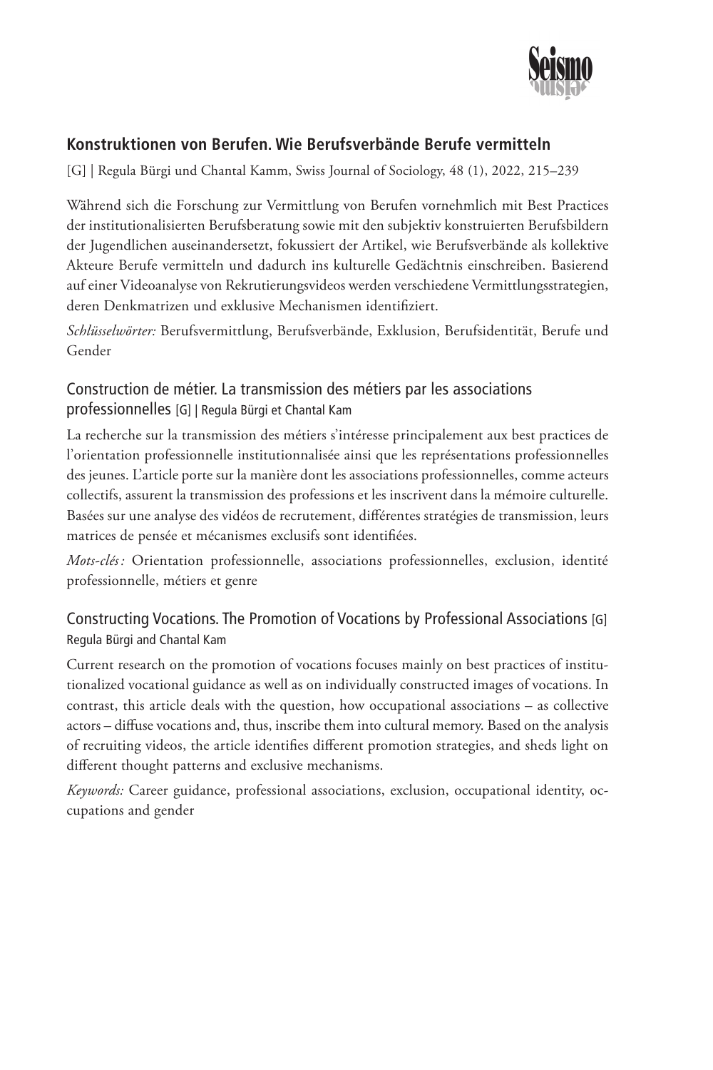## Konstruktionen von Berufen. Wie Berufsverbände Berufe vermitteln

[G] | Regula Bürgi und Chantal Kamm, Swiss Journal of Sociology, 48 (1), 2022, 215–239

Während sich die Forschung zur Vermittlung von Berufen vornehmlich mit Best Practices der institutionalisierten Berufsberatung sowie mit den subjektiv konstruierten Berufsbildern der Jugendlichen auseinandersetzt, fokussiert der Artikel, wie Berufsverbände als kollektive Akteure Berufe vermitteln und dadurch ins kulturelle Gedächtnis einschreiben. Basierend auf einer Videoanalyse von Rekrutierungsvideos werden verschiedene Vermittlungsstrategien, deren Denkmatrizen und exklusive Mechanismen identifiziert.

*Schlüsselwörter:* Berufsvermittlung, Berufsverbände, Exklusion, Berufsidentität, Berufe und Gender

### Construction de métier. La transmission des métiers par les associations professionnelles [G] | Regula Bürgi et Chantal Kam

La recherche sur la transmission des métiers s'intéresse principalement aux best practices de l'orientation professionnelle institutionnalisée ainsi que les représentations professionnelles des jeunes. L'article porte sur la manière dont les associations professionnelles, comme acteurs collectifs, assurent la transmission des professions et les inscrivent dans la mémoire culturelle. Basées sur une analyse des vidéos de recrutement, différentes stratégies de transmission, leurs matrices de pensée et mécanismes exclusifs sont identifiées.

*Mots-clés :* Orientation professionnelle, associations professionnelles, exclusion, identité professionnelle, métiers et genre

### Constructing Vocations. The Promotion of Vocations by Professional Associations [G] Regula Bürgi and Chantal Kam

Current research on the promotion of vocations focuses mainly on best practices of institutionalized vocational guidance as well as on individually constructed images of vocations. In contrast, this article deals with the question, how occupational associations – as collective actors – diffuse vocations and, thus, inscribe them into cultural memory. Based on the analysis of recruiting videos, the article identifies different promotion strategies, and sheds light on different thought patterns and exclusive mechanisms.

*Keywords:* Career guidance, professional associations, exclusion, occupational identity, occupations and gender